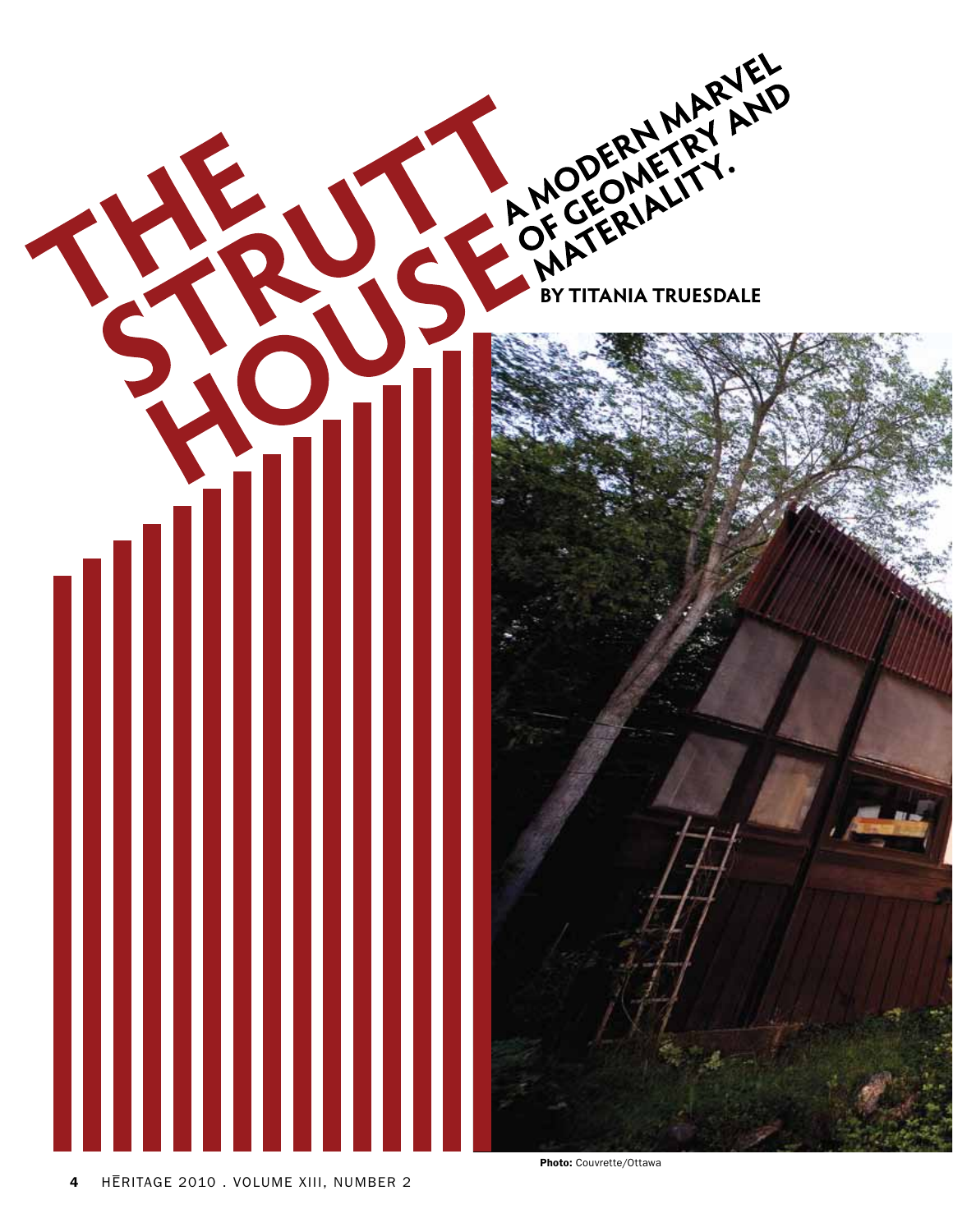# THE STRUTT HOUSE

## A MODERN MARVEL OF GEOMETRY AND MATERIALITY.

**BY TITANIA TRUESDALE**

**Photo:** Couvrette/Ottawa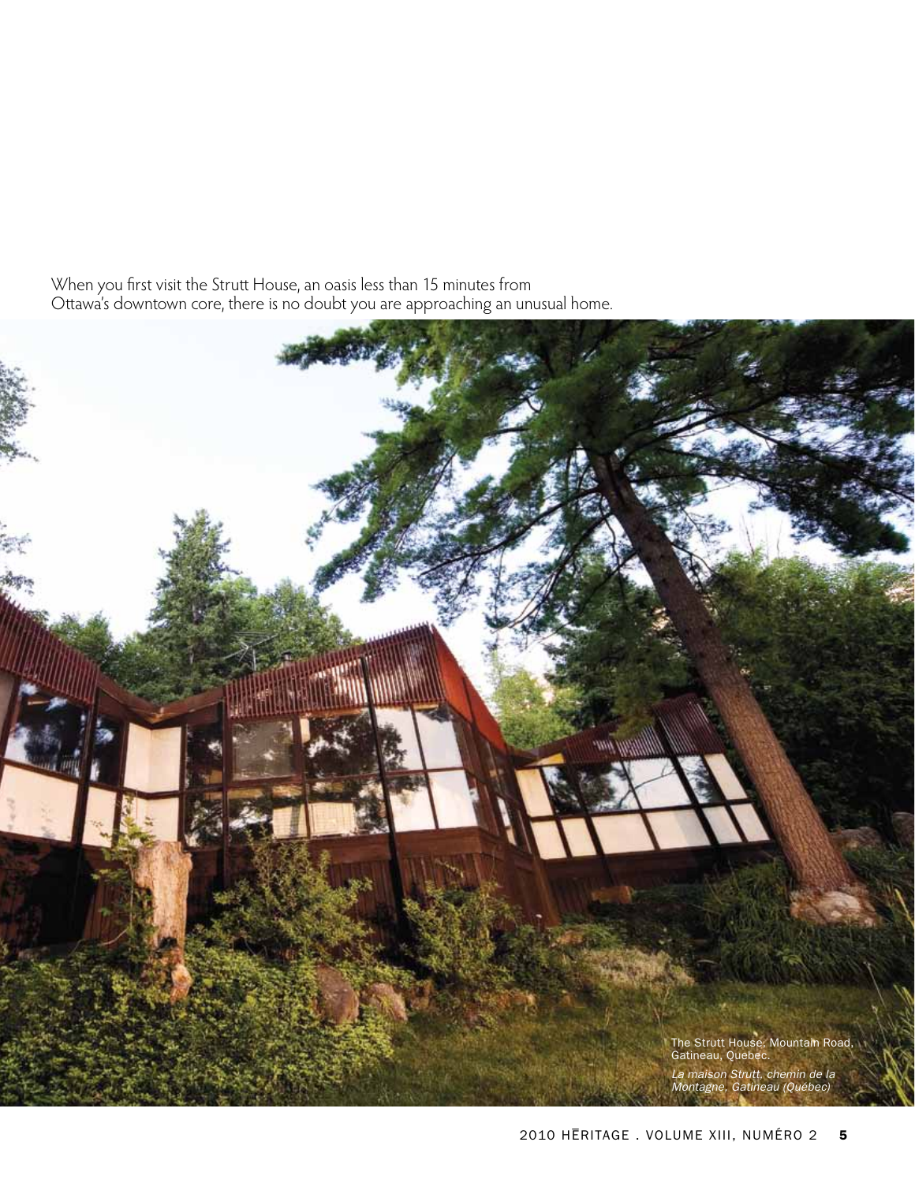When you first visit the Strutt House, an oasis less than 15 minutes from Ottawa's downtown core, there is no doubt you are approaching an unusual home.

The Strutt House, Mountain Road, Gatineau, Quebec.

*La maison Strutt, chemin de la Montagne, Gatineau (Québec)*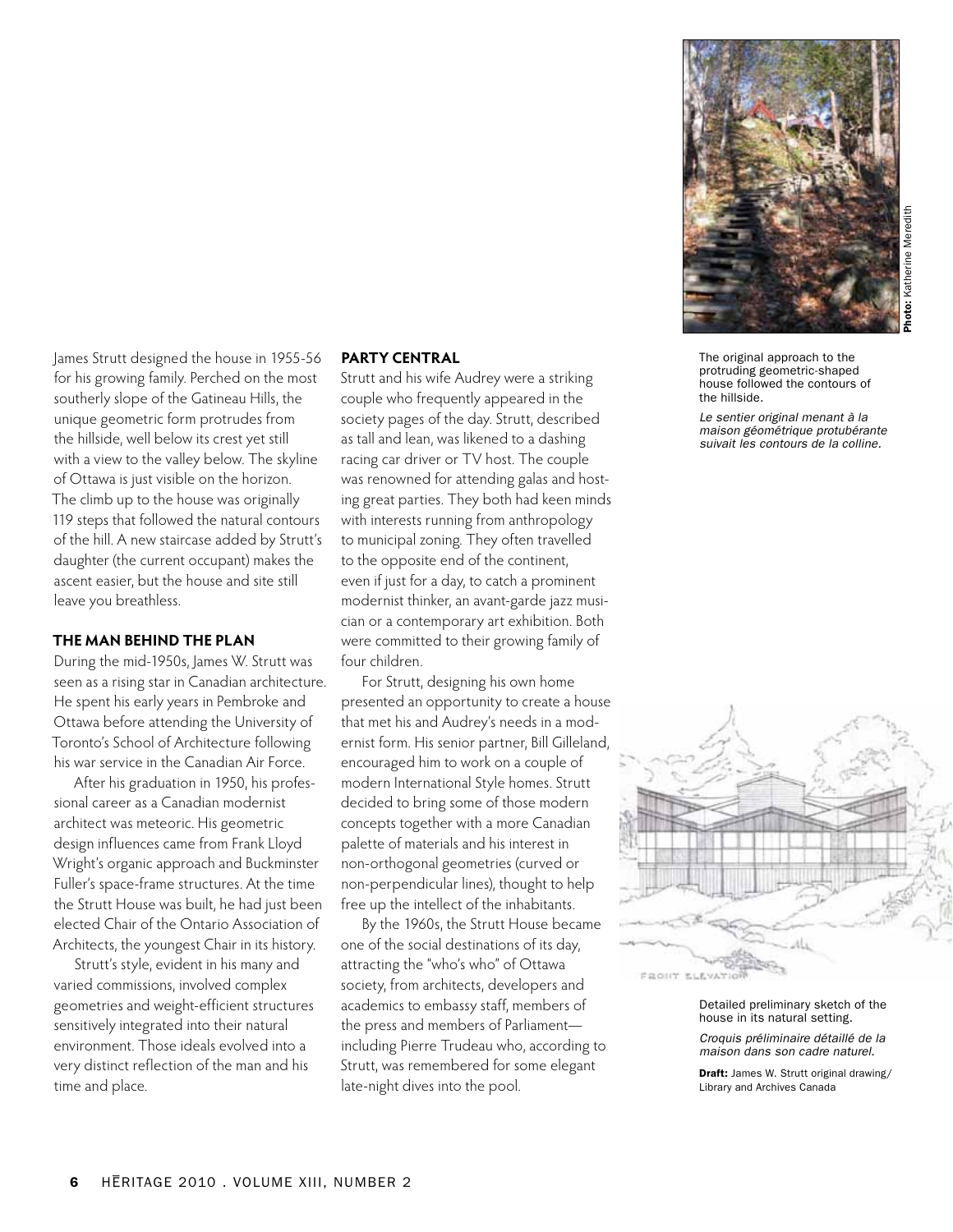James Strutt designed the house in 1955-56 for his growing family. Perched on the most southerly slope of the Gatineau Hills, the unique geometric form protrudes from the hillside, well below its crest yet still with a view to the valley below. The skyline of Ottawa is just visible on the horizon. The climb up to the house was originally 119 steps that followed the natural contours of the hill. A new staircase added by Strutt's daughter (the current occupant) makes the ascent easier, but the house and site still leave you breathless.

## THE MAN BEHIND THE PLAN

During the mid-1950s, James W. Strutt was seen as a rising star in Canadian architecture. He spent his early years in Pembroke and Ottawa before attending the University of Toronto's School of Architecture following his war service in the Canadian Air Force.

After his graduation in 1950, his professional career as a Canadian modernist architect was meteoric. His geometric design influences came from Frank Lloyd Wright's organic approach and Buckminster Fuller's space-frame structures. At the time the Strutt House was built, he had just been elected Chair of the Ontario Association of Architects, the youngest Chair in its history.

Strutt's style, evident in his many and varied commissions, involved complex geometries and weight-efficient structures sensitively integrated into their natural environment. Those ideals evolved into a very distinct reflection of the man and his time and place.

## PARTY CENTRAL

Strutt and his wife Audrey were a striking couple who frequently appeared in the society pages of the day. Strutt, described as tall and lean, was likened to a dashing racing car driver or TV host. The couple was renowned for attending galas and hosting great parties. They both had keen minds with interests running from anthropology to municipal zoning. They often travelled to the opposite end of the continent, even if just for a day, to catch a prominent modernist thinker, an avant-garde jazz musician or a contemporary art exhibition. Both were committed to their growing family of four children.

For Strutt, designing his own home presented an opportunity to create a house that met his and Audrey's needs in a modernist form. His senior partner, Bill Gilleland, encouraged him to work on a couple of modern International Style homes. Strutt decided to bring some of those modern concepts together with a more Canadian palette of materials and his interest in non-orthogonal geometries (curved or non-perpendicular lines), thought to help free up the intellect of the inhabitants.

By the 1960s, the Strutt House became one of the social destinations of its day, attracting the "who's who" of Ottawa society, from architects, developers and academics to embassy staff, members of the press and members of Parliament—including Pierre Trudeau who, according to Strutt, was remembered for some elegant late-night dives into the pool.

**Photo:** Katherine Meredith

The original approach to the protruding geometric-shaped house followed the contours of the hillside.

*Le sentier original menant à la maison géométrique protubérante suivait les contours de la colline.*

FRONT ELEVATION

Detailed preliminary sketch of the house in its natural setting.

*Croquis préliminaire détaillé de la maison dans son cadre naturel.*

**Draft:** James W. Strutt original drawing/ Library and Archives Canada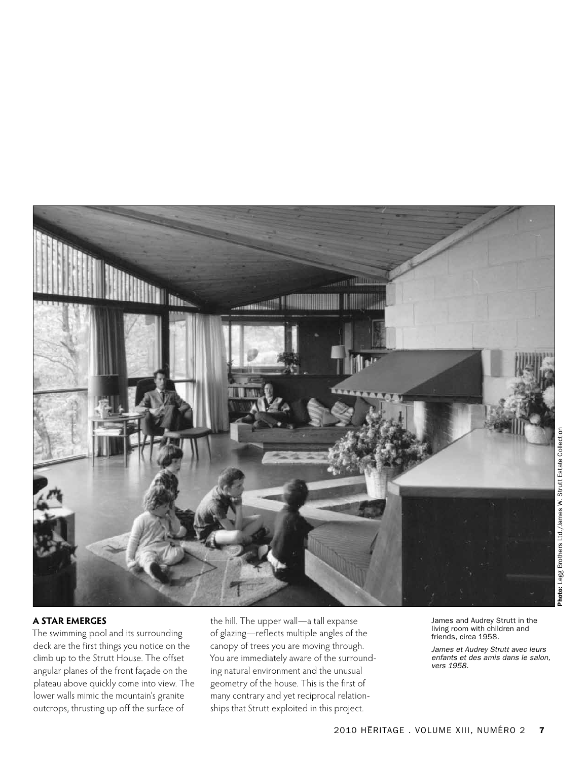Photo: Legg Brothers Ltd./James W. Strutt Estate Collection

James and Audrey Strutt in the living room with children and friends, circa 1958.

*James et Audrey Strutt avec leurs enfants et des amis dans le salon, vers 1958.*

## A STAR EMERGES

The swimming pool and its surrounding deck are the first things you notice on the climb up to the Strutt House. The offset angular planes of the front façade on the plateau above quickly come into view. The lower walls mimic the mountain's granite outcrops, thrusting up off the surface of the hill. The upper wall—a tall expanse of glazing—reflects multiple angles of the canopy of trees you are moving through. You are immediately aware of the surrounding natural environment and the unusual geometry of the house. This is the first of many contrary and yet reciprocal relationships that Strutt exploited in this project.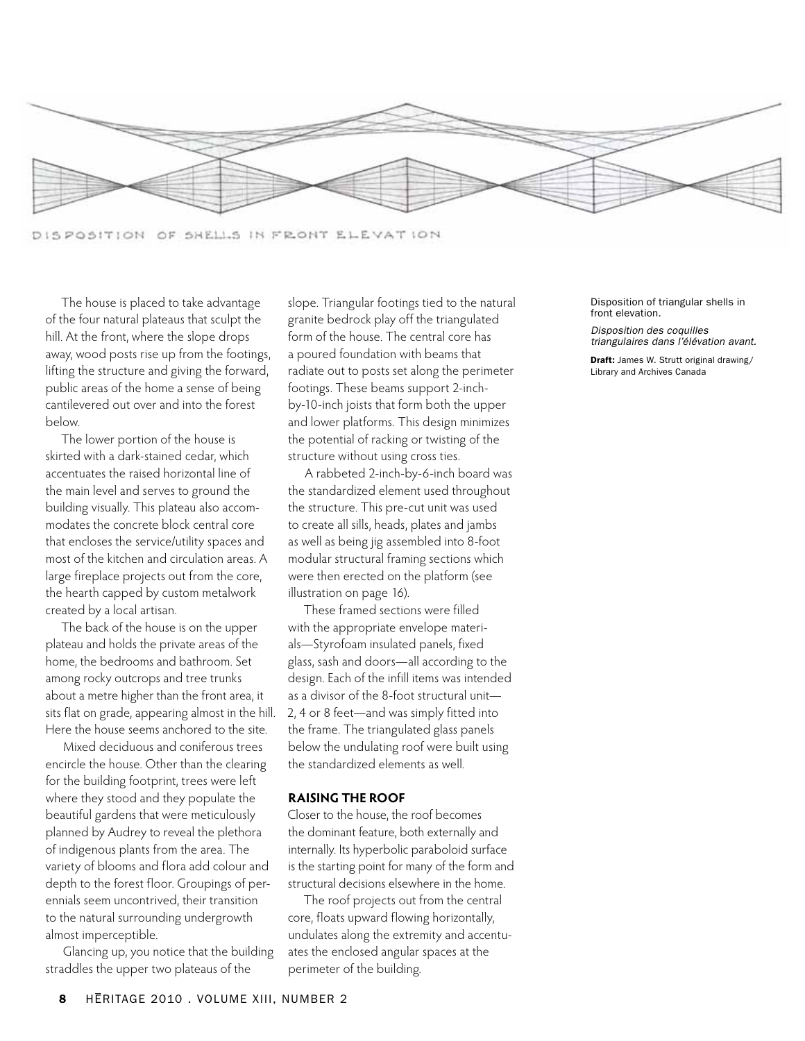DISPOSITION OF SHELLS IN FRONT ELEVATION

Disposition of triangular shells in front elevation.

*Disposition des coquilles triangulaires dans l'élévation avant.*

**Draft:** James W. Strutt original drawing/ Library and Archives Canada

The house is placed to take advantage of the four natural plateaus that sculpt the hill. At the front, where the slope drops away, wood posts rise up from the footings, lifting the structure and giving the forward, public areas of the home a sense of being cantilevered out over and into the forest below.

The lower portion of the house is skirted with a dark-stained cedar, which accentuates the raised horizontal line of the main level and serves to ground the building visually. This plateau also accommodates the concrete block central core that encloses the service/utility spaces and most of the kitchen and circulation areas. A large fireplace projects out from the core, the hearth capped by custom metalwork created by a local artisan.

The back of the house is on the upper plateau and holds the private areas of the home, the bedrooms and bathroom. Set among rocky outcrops and tree trunks about a metre higher than the front area, it sits flat on grade, appearing almost in the hill. Here the house seems anchored to the site.

Mixed deciduous and coniferous trees encircle the house. Other than the clearing for the building footprint, trees were left where they stood and they populate the beautiful gardens that were meticulously planned by Audrey to reveal the plethora of indigenous plants from the area. The variety of blooms and flora add colour and depth to the forest floor. Groupings of perennials seem uncontrived, their transition to the natural surrounding undergrowth almost imperceptible.

Glancing up, you notice that the building straddles the upper two plateaus of the slope. Triangular footings tied to the natural granite bedrock play off the triangulated form of the house. The central core has a poured foundation with beams that radiate out to posts set along the perimeter footings. These beams support 2-inch-by-10-inch joists that form both the upper and lower platforms. This design minimizes the potential of racking or twisting of the structure without using cross ties.

A rabbeted 2-inch-by-6-inch board was the standardized element used throughout the structure. This pre-cut unit was used to create all sills, heads, plates and jambs as well as being jig assembled into 8-foot modular structural framing sections which were then erected on the platform (see illustration on page 16).

These framed sections were filled with the appropriate envelope materials—Styrofoam insulated panels, fixed glass, sash and doors—all according to the design. Each of the infill items was intended as a divisor of the 8-foot structural unit—2, 4 or 8 feet—and was simply fitted into the frame. The triangulated glass panels below the undulating roof were built using the standardized elements as well.

## RAISING THE ROOF

Closer to the house, the roof becomes the dominant feature, both externally and internally. Its hyperbolic paraboloid surface is the starting point for many of the form and structural decisions elsewhere in the home.

The roof projects out from the central core, floats upward flowing horizontally, undulates along the extremity and accentuates the enclosed angular spaces at the perimeter of the building.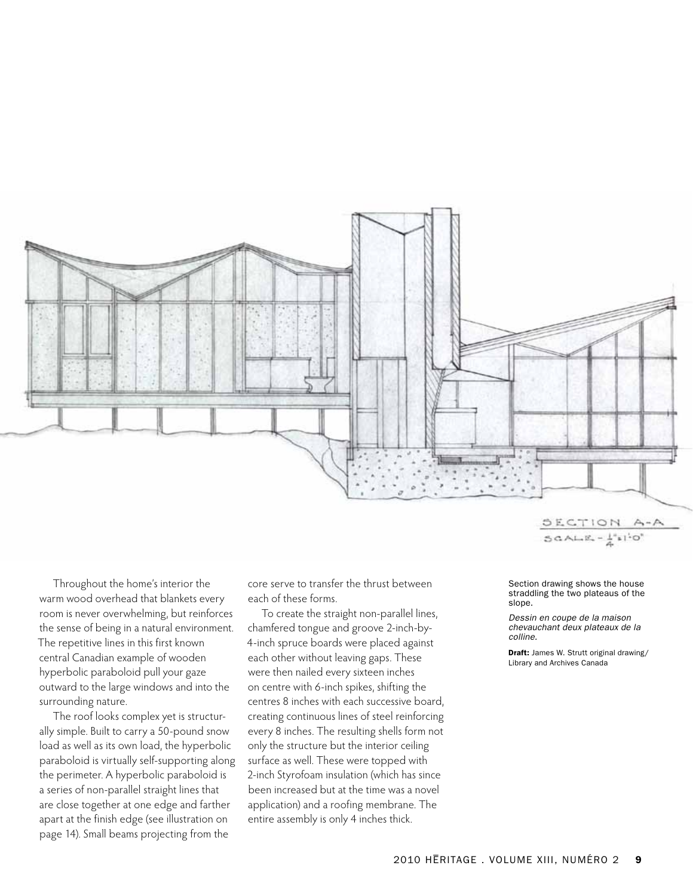Throughout the home's interior the warm wood overhead that blankets every room is never overwhelming, but reinforces the sense of being in a natural environment. The repetitive lines in this first known central Canadian example of wooden hyperbolic paraboloid pull your gaze outward to the large windows and into the surrounding nature.

The roof looks complex yet is structurally simple. Built to carry a 50-pound snow load as well as its own load, the hyperbolic paraboloid is virtually self-supporting along the perimeter. A hyperbolic paraboloid is a series of non-parallel straight lines that are close together at one edge and farther apart at the finish edge (see illustration on page 14). Small beams projecting from the core serve to transfer the thrust between each of these forms.

To create the straight non-parallel lines, chamfered tongue and groove 2-inch-by-4-inch spruce boards were placed against each other without leaving gaps. These were then nailed every sixteen inches on centre with 6-inch spikes, shifting the centres 8 inches with each successive board, creating continuous lines of steel reinforcing every 8 inches. The resulting shells form not only the structure but the interior ceiling surface as well. These were topped with 2-inch Styrofoam insulation (which has since been increased but at the time was a novel application) and a roofing membrane. The entire assembly is only 4 inches thick.

SECTION A-A
SCALE - 1/4" = 1'-0"

Section drawing shows the house straddling the two plateaus of the slope.

*Dessin en coupe de la maison chevauchant deux plateaux de la colline.*

**Draft:** James W. Strutt original drawing/ Library and Archives Canada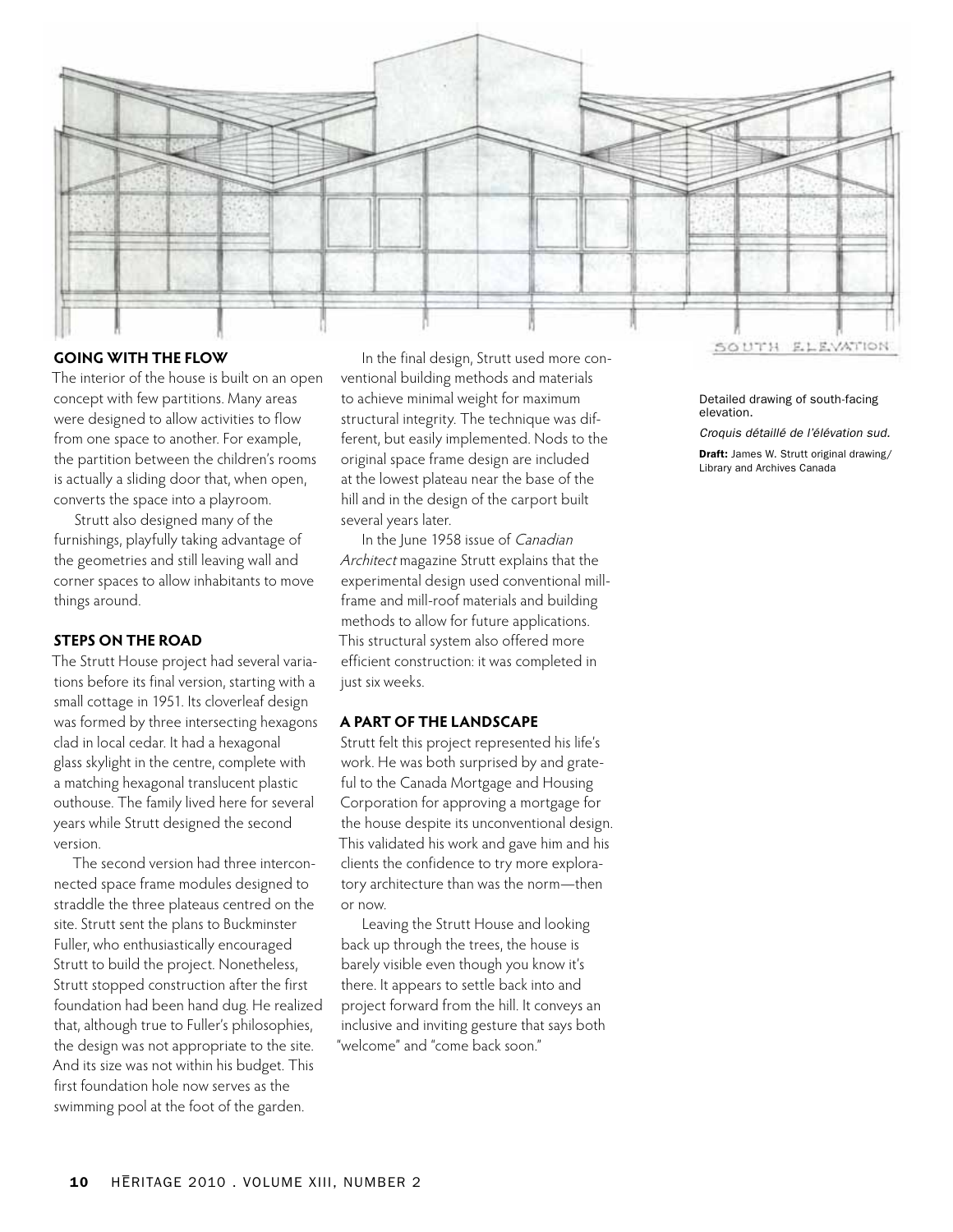## GOING WITH THE FLOW

The interior of the house is built on an open concept with few partitions. Many areas were designed to allow activities to flow from one space to another. For example, the partition between the children's rooms is actually a sliding door that, when open, converts the space into a playroom.

Strutt also designed many of the furnishings, playfully taking advantage of the geometries and still leaving wall and corner spaces to allow inhabitants to move things around.

## STEPS ON THE ROAD

The Strutt House project had several variations before its final version, starting with a small cottage in 1951. Its cloverleaf design was formed by three intersecting hexagons clad in local cedar. It had a hexagonal glass skylight in the centre, complete with a matching hexagonal translucent plastic outhouse. The family lived here for several years while Strutt designed the second version.

The second version had three interconnected space frame modules designed to straddle the three plateaus centred on the site. Strutt sent the plans to Buckminster Fuller, who enthusiastically encouraged Strutt to build the project. Nonetheless, Strutt stopped construction after the first foundation had been hand dug. He realized that, although true to Fuller's philosophies, the design was not appropriate to the site. And its size was not within his budget. This first foundation hole now serves as the swimming pool at the foot of the garden.

In the final design, Strutt used more conventional building methods and materials to achieve minimal weight for maximum structural integrity. The technique was different, but easily implemented. Nods to the original space frame design are included at the lowest plateau near the base of the hill and in the design of the carport built several years later.

In the June 1958 issue of *Canadian Architect* magazine Strutt explains that the experimental design used conventional mill-frame and mill-roof materials and building methods to allow for future applications. This structural system also offered more efficient construction: it was completed in just six weeks.

## A PART OF THE LANDSCAPE

Strutt felt this project represented his life's work. He was both surprised by and grateful to the Canada Mortgage and Housing Corporation for approving a mortgage for the house despite its unconventional design. This validated his work and gave him and his clients the confidence to try more exploratory architecture than was the norm—then or now.

Leaving the Strutt House and looking back up through the trees, the house is barely visible even though you know it's there. It appears to settle back into and project forward from the hill. It conveys an inclusive and inviting gesture that says both "welcome" and "come back soon."

SOUTH ELEVATION

Detailed drawing of south-facing elevation.

*Croquis détaillé de l'élévation sud.*

**Draft:** James W. Strutt original drawing/ Library and Archives Canada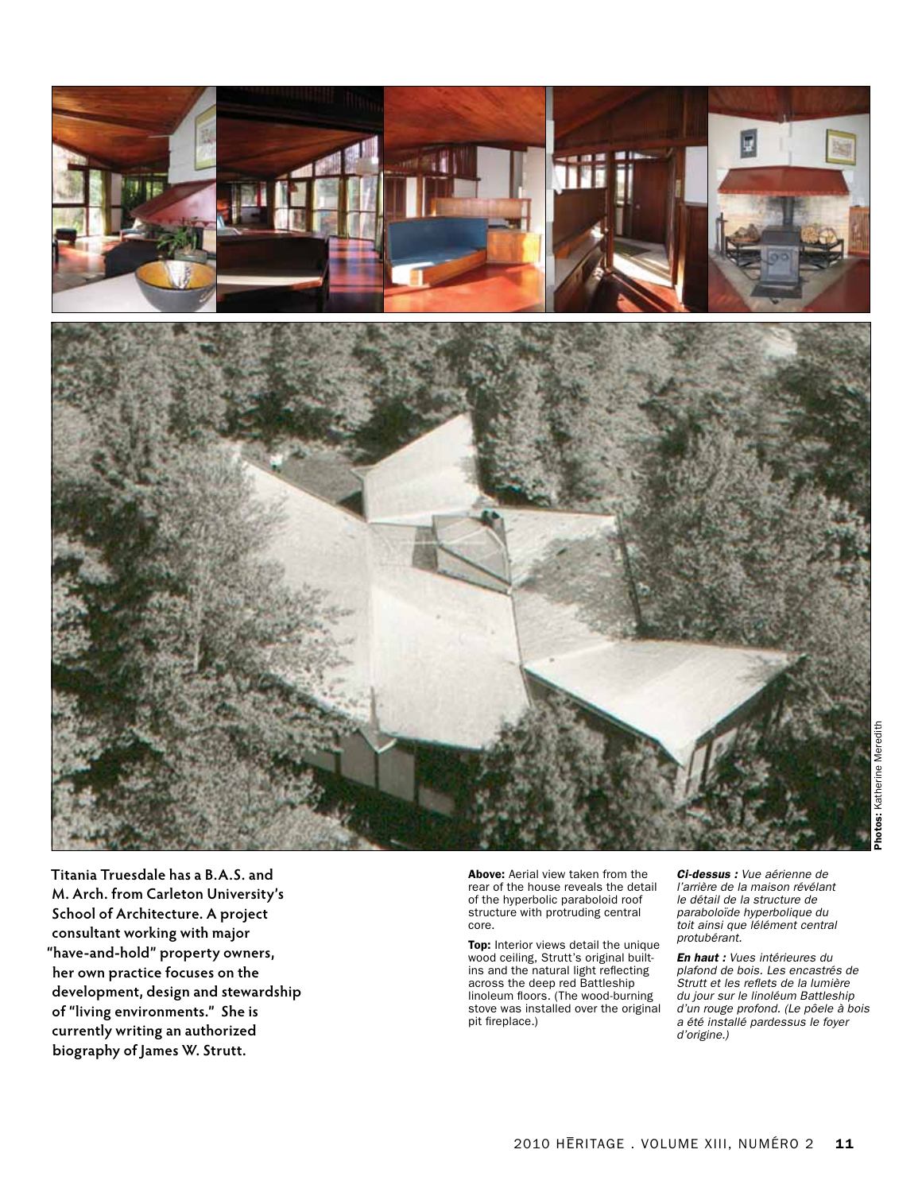Titania Truesdale has a B.A.S. and M. Arch. from Carleton University's School of Architecture. A project consultant working with major "have-and-hold" property owners, her own practice focuses on the development, design and stewardship of "living environments." She is currently writing an authorized biography of James W. Strutt.

**Above:** Aerial view taken from the rear of the house reveals the detail of the hyperbolic paraboloid roof structure with protruding central core.

**Top:** Interior views detail the unique wood ceiling, Strutt's original built-ins and the natural light reflecting across the deep red Battleship linoleum floors. (The wood-burning stove was installed over the original pit fireplace.)

***Ci-dessus :*** *Vue aérienne de l'arrière de la maison révélant le détail de la structure de paraboloïde hyperbolique du toit ainsi que lélément central protubérant.*

***En haut :*** *Vues intérieures du plafond de bois. Les encastrés de Strutt et les reflets de la lumière du jour sur le linoléum Battleship d'un rouge profond. (Le pôele à bois a été installé pardessus le foyer d'origine.)*

**Photos:** Katherine Meredith